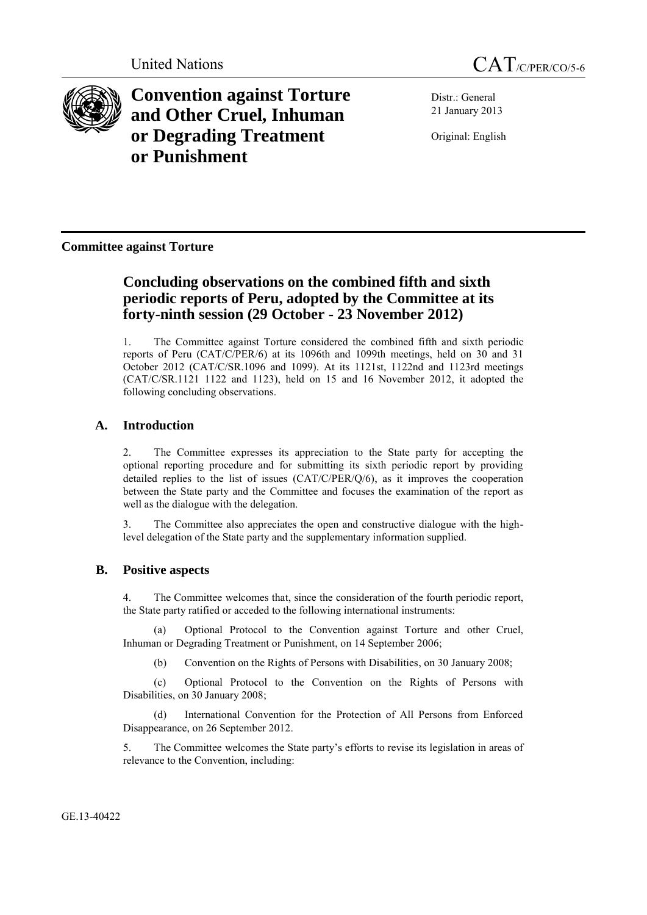United Nations CAT/C/PER/CO/5-6

# Convention against Torture and Other Cruel, Inhuman or Degrading Treatment or Punishment

Distr.: General
21 January 2013

Original: English

**Committee against Torture**

## Concluding observations on the combined fifth and sixth periodic reports of Peru, adopted by the Committee at its forty-ninth session (29 October - 23 November 2012)

1. The Committee against Torture considered the combined fifth and sixth periodic reports of Peru (CAT/C/PER/6) at its 1096th and 1099th meetings, held on 30 and 31 October 2012 (CAT/C/SR.1096 and 1099). At its 1121st, 1122nd and 1123rd meetings (CAT/C/SR.1121 1122 and 1123), held on 15 and 16 November 2012, it adopted the following concluding observations.

### A. Introduction

2. The Committee expresses its appreciation to the State party for accepting the optional reporting procedure and for submitting its sixth periodic report by providing detailed replies to the list of issues (CAT/C/PER/Q/6), as it improves the cooperation between the State party and the Committee and focuses the examination of the report as well as the dialogue with the delegation.

3. The Committee also appreciates the open and constructive dialogue with the high-level delegation of the State party and the supplementary information supplied.

### B. Positive aspects

4. The Committee welcomes that, since the consideration of the fourth periodic report, the State party ratified or acceded to the following international instruments:

(a) Optional Protocol to the Convention against Torture and other Cruel, Inhuman or Degrading Treatment or Punishment, on 14 September 2006;

(b) Convention on the Rights of Persons with Disabilities, on 30 January 2008;

(c) Optional Protocol to the Convention on the Rights of Persons with Disabilities, on 30 January 2008;

(d) International Convention for the Protection of All Persons from Enforced Disappearance, on 26 September 2012.

5. The Committee welcomes the State party's efforts to revise its legislation in areas of relevance to the Convention, including:

GE.13-40422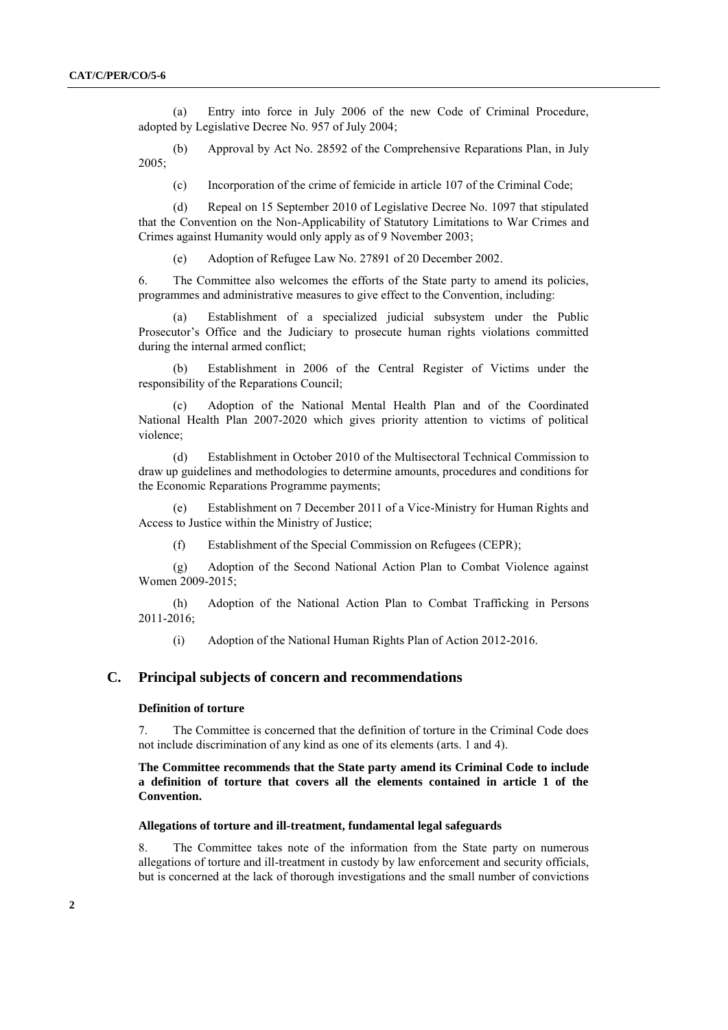(a) Entry into force in July 2006 of the new Code of Criminal Procedure, adopted by Legislative Decree No. 957 of July 2004;

(b) Approval by Act No. 28592 of the Comprehensive Reparations Plan, in July 2005;

(c) Incorporation of the crime of femicide in article 107 of the Criminal Code;

(d) Repeal on 15 September 2010 of Legislative Decree No. 1097 that stipulated that the Convention on the Non-Applicability of Statutory Limitations to War Crimes and Crimes against Humanity would only apply as of 9 November 2003;

(e) Adoption of Refugee Law No. 27891 of 20 December 2002.

6. The Committee also welcomes the efforts of the State party to amend its policies, programmes and administrative measures to give effect to the Convention, including:

(a) Establishment of a specialized judicial subsystem under the Public Prosecutor's Office and the Judiciary to prosecute human rights violations committed during the internal armed conflict;

(b) Establishment in 2006 of the Central Register of Victims under the responsibility of the Reparations Council;

(c) Adoption of the National Mental Health Plan and of the Coordinated National Health Plan 2007-2020 which gives priority attention to victims of political violence;

(d) Establishment in October 2010 of the Multisectoral Technical Commission to draw up guidelines and methodologies to determine amounts, procedures and conditions for the Economic Reparations Programme payments;

(e) Establishment on 7 December 2011 of a Vice-Ministry for Human Rights and Access to Justice within the Ministry of Justice;

(f) Establishment of the Special Commission on Refugees (CEPR);

(g) Adoption of the Second National Action Plan to Combat Violence against Women 2009-2015;

(h) Adoption of the National Action Plan to Combat Trafficking in Persons 2011-2016;

(i) Adoption of the National Human Rights Plan of Action 2012-2016.

## C. Principal subjects of concern and recommendations

### Definition of torture

7. The Committee is concerned that the definition of torture in the Criminal Code does not include discrimination of any kind as one of its elements (arts. 1 and 4).

**The Committee recommends that the State party amend its Criminal Code to include a definition of torture that covers all the elements contained in article 1 of the Convention.**

### Allegations of torture and ill-treatment, fundamental legal safeguards

8. The Committee takes note of the information from the State party on numerous allegations of torture and ill-treatment in custody by law enforcement and security officials, but is concerned at the lack of thorough investigations and the small number of convictions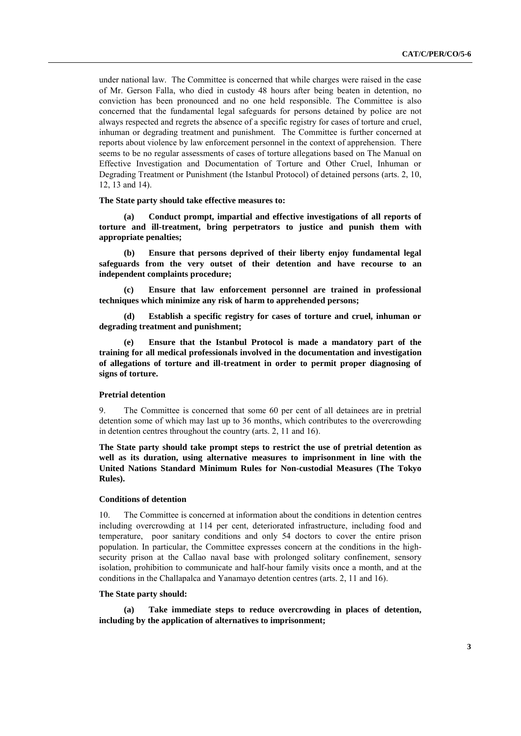under national law. The Committee is concerned that while charges were raised in the case of Mr. Gerson Falla, who died in custody 48 hours after being beaten in detention, no conviction has been pronounced and no one held responsible. The Committee is also concerned that the fundamental legal safeguards for persons detained by police are not always respected and regrets the absence of a specific registry for cases of torture and cruel, inhuman or degrading treatment and punishment. The Committee is further concerned at reports about violence by law enforcement personnel in the context of apprehension. There seems to be no regular assessments of cases of torture allegations based on The Manual on Effective Investigation and Documentation of Torture and Other Cruel, Inhuman or Degrading Treatment or Punishment (the Istanbul Protocol) of detained persons (arts. 2, 10, 12, 13 and 14).

**The State party should take effective measures to:**

**(a) Conduct prompt, impartial and effective investigations of all reports of torture and ill-treatment, bring perpetrators to justice and punish them with appropriate penalties;**

**(b) Ensure that persons deprived of their liberty enjoy fundamental legal safeguards from the very outset of their detention and have recourse to an independent complaints procedure;**

**(c) Ensure that law enforcement personnel are trained in professional techniques which minimize any risk of harm to apprehended persons;**

**(d) Establish a specific registry for cases of torture and cruel, inhuman or degrading treatment and punishment;**

**(e) Ensure that the Istanbul Protocol is made a mandatory part of the training for all medical professionals involved in the documentation and investigation of allegations of torture and ill-treatment in order to permit proper diagnosing of signs of torture.**

### Pretrial detention

9. The Committee is concerned that some 60 per cent of all detainees are in pretrial detention some of which may last up to 36 months, which contributes to the overcrowding in detention centres throughout the country (arts. 2, 11 and 16).

**The State party should take prompt steps to restrict the use of pretrial detention as well as its duration, using alternative measures to imprisonment in line with the United Nations Standard Minimum Rules for Non-custodial Measures (The Tokyo Rules).**

### Conditions of detention

10. The Committee is concerned at information about the conditions in detention centres including overcrowding at 114 per cent, deteriorated infrastructure, including food and temperature, poor sanitary conditions and only 54 doctors to cover the entire prison population. In particular, the Committee expresses concern at the conditions in the high-security prison at the Callao naval base with prolonged solitary confinement, sensory isolation, prohibition to communicate and half-hour family visits once a month, and at the conditions in the Challapalca and Yanamayo detention centres (arts. 2, 11 and 16).

**The State party should:**

**(a) Take immediate steps to reduce overcrowding in places of detention, including by the application of alternatives to imprisonment;**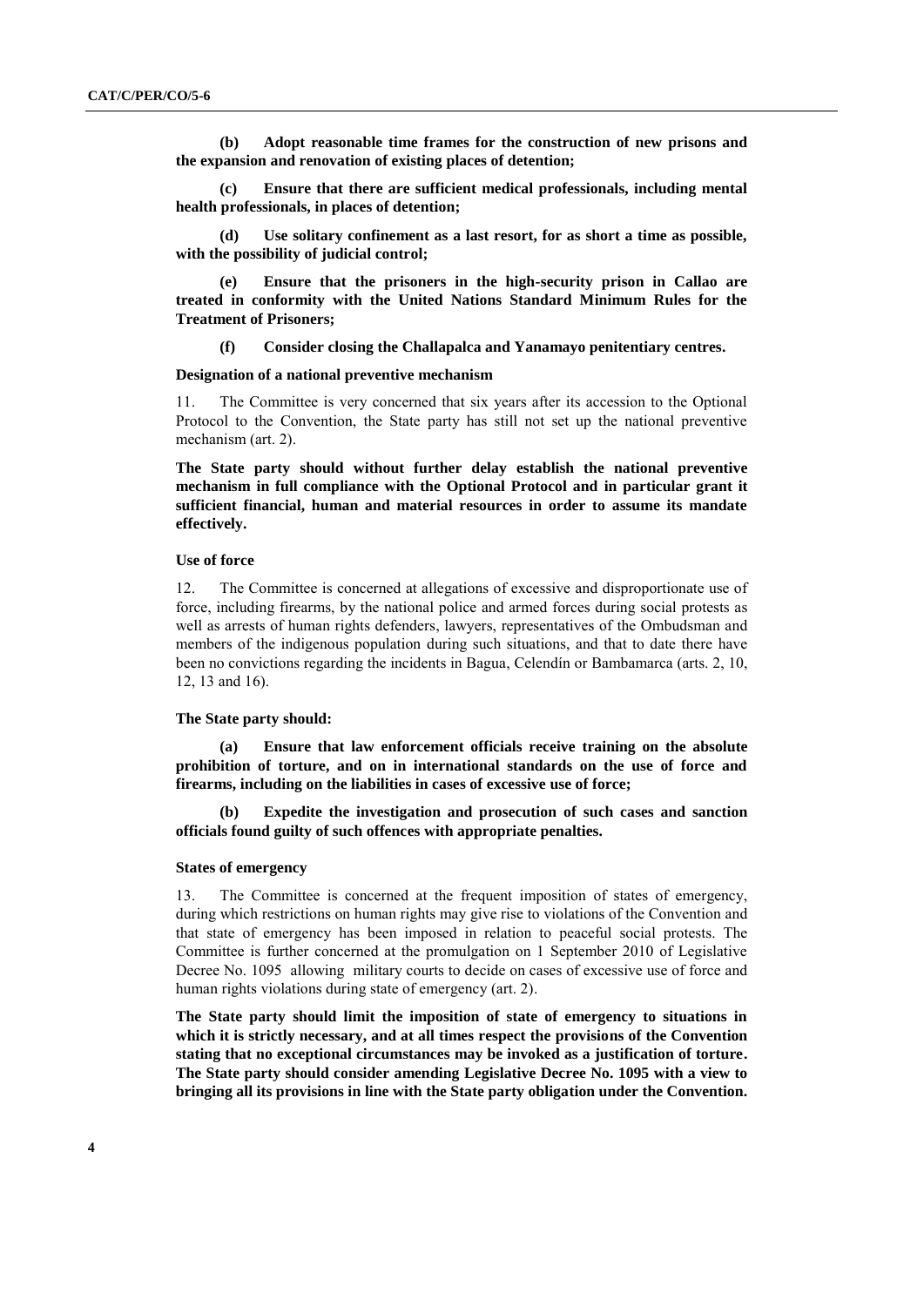**(b) Adopt reasonable time frames for the construction of new prisons and the expansion and renovation of existing places of detention;**

**(c) Ensure that there are sufficient medical professionals, including mental health professionals, in places of detention;**

**(d) Use solitary confinement as a last resort, for as short a time as possible, with the possibility of judicial control;**

**(e) Ensure that the prisoners in the high-security prison in Callao are treated in conformity with the United Nations Standard Minimum Rules for the Treatment of Prisoners;**

**(f) Consider closing the Challapalca and Yanamayo penitentiary centres.**

#### Designation of a national preventive mechanism

11. The Committee is very concerned that six years after its accession to the Optional Protocol to the Convention, the State party has still not set up the national preventive mechanism (art. 2).

**The State party should without further delay establish the national preventive mechanism in full compliance with the Optional Protocol and in particular grant it sufficient financial, human and material resources in order to assume its mandate effectively.**

#### Use of force

12. The Committee is concerned at allegations of excessive and disproportionate use of force, including firearms, by the national police and armed forces during social protests as well as arrests of human rights defenders, lawyers, representatives of the Ombudsman and members of the indigenous population during such situations, and that to date there have been no convictions regarding the incidents in Bagua, Celendín or Bambamarca (arts. 2, 10, 12, 13 and 16).

**The State party should:**

**(a) Ensure that law enforcement officials receive training on the absolute prohibition of torture, and on in international standards on the use of force and firearms, including on the liabilities in cases of excessive use of force;**

**(b) Expedite the investigation and prosecution of such cases and sanction officials found guilty of such offences with appropriate penalties.**

#### States of emergency

13. The Committee is concerned at the frequent imposition of states of emergency, during which restrictions on human rights may give rise to violations of the Convention and that state of emergency has been imposed in relation to peaceful social protests. The Committee is further concerned at the promulgation on 1 September 2010 of Legislative Decree No. 1095 allowing military courts to decide on cases of excessive use of force and human rights violations during state of emergency (art. 2).

**The State party should limit the imposition of state of emergency to situations in which it is strictly necessary, and at all times respect the provisions of the Convention stating that no exceptional circumstances may be invoked as a justification of torture. The State party should consider amending Legislative Decree No. 1095 with a view to bringing all its provisions in line with the State party obligation under the Convention.**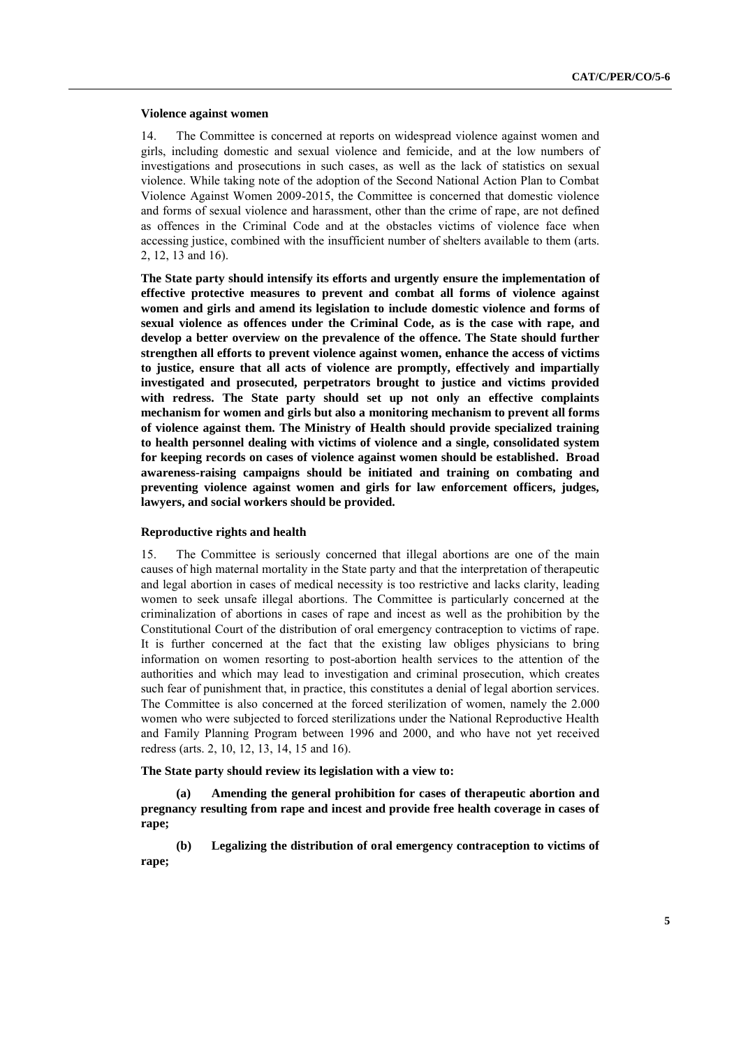### Violence against women

14. The Committee is concerned at reports on widespread violence against women and girls, including domestic and sexual violence and femicide, and at the low numbers of investigations and prosecutions in such cases, as well as the lack of statistics on sexual violence. While taking note of the adoption of the Second National Action Plan to Combat Violence Against Women 2009-2015, the Committee is concerned that domestic violence and forms of sexual violence and harassment, other than the crime of rape, are not defined as offences in the Criminal Code and at the obstacles victims of violence face when accessing justice, combined with the insufficient number of shelters available to them (arts. 2, 12, 13 and 16).

**The State party should intensify its efforts and urgently ensure the implementation of effective protective measures to prevent and combat all forms of violence against women and girls and amend its legislation to include domestic violence and forms of sexual violence as offences under the Criminal Code, as is the case with rape, and develop a better overview on the prevalence of the offence. The State should further strengthen all efforts to prevent violence against women, enhance the access of victims to justice, ensure that all acts of violence are promptly, effectively and impartially investigated and prosecuted, perpetrators brought to justice and victims provided with redress. The State party should set up not only an effective complaints mechanism for women and girls but also a monitoring mechanism to prevent all forms of violence against them. The Ministry of Health should provide specialized training to health personnel dealing with victims of violence and a single, consolidated system for keeping records on cases of violence against women should be established. Broad awareness-raising campaigns should be initiated and training on combating and preventing violence against women and girls for law enforcement officers, judges, lawyers, and social workers should be provided.**

### Reproductive rights and health

15. The Committee is seriously concerned that illegal abortions are one of the main causes of high maternal mortality in the State party and that the interpretation of therapeutic and legal abortion in cases of medical necessity is too restrictive and lacks clarity, leading women to seek unsafe illegal abortions. The Committee is particularly concerned at the criminalization of abortions in cases of rape and incest as well as the prohibition by the Constitutional Court of the distribution of oral emergency contraception to victims of rape. It is further concerned at the fact that the existing law obliges physicians to bring information on women resorting to post-abortion health services to the attention of the authorities and which may lead to investigation and criminal prosecution, which creates such fear of punishment that, in practice, this constitutes a denial of legal abortion services. The Committee is also concerned at the forced sterilization of women, namely the 2.000 women who were subjected to forced sterilizations under the National Reproductive Health and Family Planning Program between 1996 and 2000, and who have not yet received redress (arts. 2, 10, 12, 13, 14, 15 and 16).

**The State party should review its legislation with a view to:**

**(a) Amending the general prohibition for cases of therapeutic abortion and pregnancy resulting from rape and incest and provide free health coverage in cases of rape;**

**(b) Legalizing the distribution of oral emergency contraception to victims of rape;**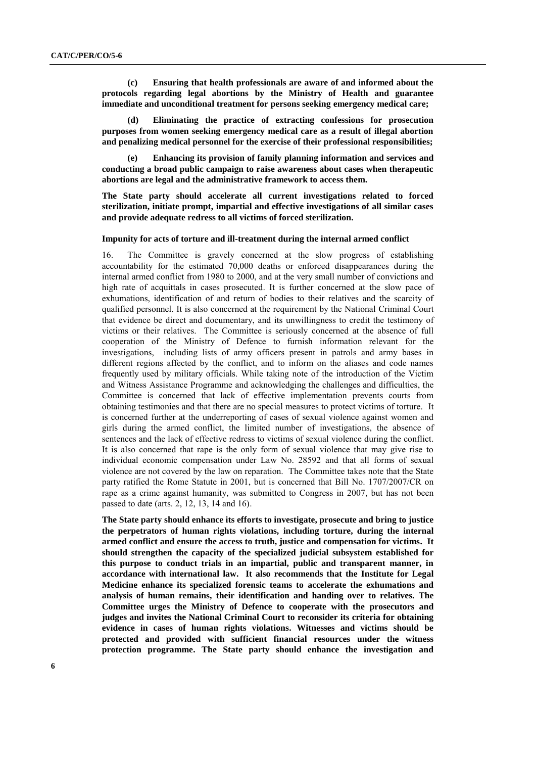**(c) Ensuring that health professionals are aware of and informed about the protocols regarding legal abortions by the Ministry of Health and guarantee immediate and unconditional treatment for persons seeking emergency medical care;**

**(d) Eliminating the practice of extracting confessions for prosecution purposes from women seeking emergency medical care as a result of illegal abortion and penalizing medical personnel for the exercise of their professional responsibilities;**

**(e) Enhancing its provision of family planning information and services and conducting a broad public campaign to raise awareness about cases when therapeutic abortions are legal and the administrative framework to access them.**

**The State party should accelerate all current investigations related to forced sterilization, initiate prompt, impartial and effective investigations of all similar cases and provide adequate redress to all victims of forced sterilization.**

### Impunity for acts of torture and ill-treatment during the internal armed conflict

16. The Committee is gravely concerned at the slow progress of establishing accountability for the estimated 70,000 deaths or enforced disappearances during the internal armed conflict from 1980 to 2000, and at the very small number of convictions and high rate of acquittals in cases prosecuted. It is further concerned at the slow pace of exhumations, identification of and return of bodies to their relatives and the scarcity of qualified personnel. It is also concerned at the requirement by the National Criminal Court that evidence be direct and documentary, and its unwillingness to credit the testimony of victims or their relatives. The Committee is seriously concerned at the absence of full cooperation of the Ministry of Defence to furnish information relevant for the investigations, including lists of army officers present in patrols and army bases in different regions affected by the conflict, and to inform on the aliases and code names frequently used by military officials. While taking note of the introduction of the Victim and Witness Assistance Programme and acknowledging the challenges and difficulties, the Committee is concerned that lack of effective implementation prevents courts from obtaining testimonies and that there are no special measures to protect victims of torture. It is concerned further at the underreporting of cases of sexual violence against women and girls during the armed conflict, the limited number of investigations, the absence of sentences and the lack of effective redress to victims of sexual violence during the conflict. It is also concerned that rape is the only form of sexual violence that may give rise to individual economic compensation under Law No. 28592 and that all forms of sexual violence are not covered by the law on reparation. The Committee takes note that the State party ratified the Rome Statute in 2001, but is concerned that Bill No. 1707/2007/CR on rape as a crime against humanity, was submitted to Congress in 2007, but has not been passed to date (arts. 2, 12, 13, 14 and 16).

**The State party should enhance its efforts to investigate, prosecute and bring to justice the perpetrators of human rights violations, including torture, during the internal armed conflict and ensure the access to truth, justice and compensation for victims. It should strengthen the capacity of the specialized judicial subsystem established for this purpose to conduct trials in an impartial, public and transparent manner, in accordance with international law. It also recommends that the Institute for Legal Medicine enhance its specialized forensic teams to accelerate the exhumations and analysis of human remains, their identification and handing over to relatives. The Committee urges the Ministry of Defence to cooperate with the prosecutors and judges and invites the National Criminal Court to reconsider its criteria for obtaining evidence in cases of human rights violations. Witnesses and victims should be protected and provided with sufficient financial resources under the witness protection programme. The State party should enhance the investigation and**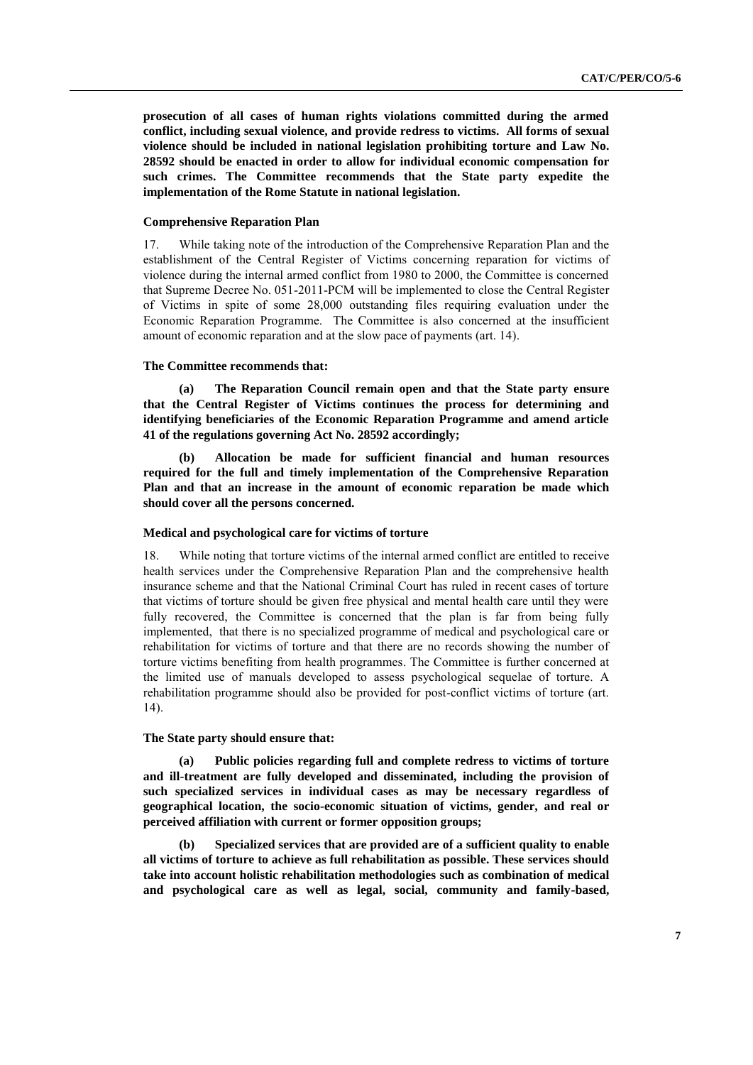**prosecution of all cases of human rights violations committed during the armed conflict, including sexual violence, and provide redress to victims. All forms of sexual violence should be included in national legislation prohibiting torture and Law No. 28592 should be enacted in order to allow for individual economic compensation for such crimes. The Committee recommends that the State party expedite the implementation of the Rome Statute in national legislation.**

#### Comprehensive Reparation Plan

17. While taking note of the introduction of the Comprehensive Reparation Plan and the establishment of the Central Register of Victims concerning reparation for victims of violence during the internal armed conflict from 1980 to 2000, the Committee is concerned that Supreme Decree No. 051-2011-PCM will be implemented to close the Central Register of Victims in spite of some 28,000 outstanding files requiring evaluation under the Economic Reparation Programme. The Committee is also concerned at the insufficient amount of economic reparation and at the slow pace of payments (art. 14).

**The Committee recommends that:**

**(a) The Reparation Council remain open and that the State party ensure that the Central Register of Victims continues the process for determining and identifying beneficiaries of the Economic Reparation Programme and amend article 41 of the regulations governing Act No. 28592 accordingly;**

**(b) Allocation be made for sufficient financial and human resources required for the full and timely implementation of the Comprehensive Reparation Plan and that an increase in the amount of economic reparation be made which should cover all the persons concerned.**

#### Medical and psychological care for victims of torture

18. While noting that torture victims of the internal armed conflict are entitled to receive health services under the Comprehensive Reparation Plan and the comprehensive health insurance scheme and that the National Criminal Court has ruled in recent cases of torture that victims of torture should be given free physical and mental health care until they were fully recovered, the Committee is concerned that the plan is far from being fully implemented, that there is no specialized programme of medical and psychological care or rehabilitation for victims of torture and that there are no records showing the number of torture victims benefiting from health programmes. The Committee is further concerned at the limited use of manuals developed to assess psychological sequelae of torture. A rehabilitation programme should also be provided for post-conflict victims of torture (art. 14).

**The State party should ensure that:**

**(a) Public policies regarding full and complete redress to victims of torture and ill-treatment are fully developed and disseminated, including the provision of such specialized services in individual cases as may be necessary regardless of geographical location, the socio-economic situation of victims, gender, and real or perceived affiliation with current or former opposition groups;**

**(b) Specialized services that are provided are of a sufficient quality to enable all victims of torture to achieve as full rehabilitation as possible. These services should take into account holistic rehabilitation methodologies such as combination of medical and psychological care as well as legal, social, community and family-based,**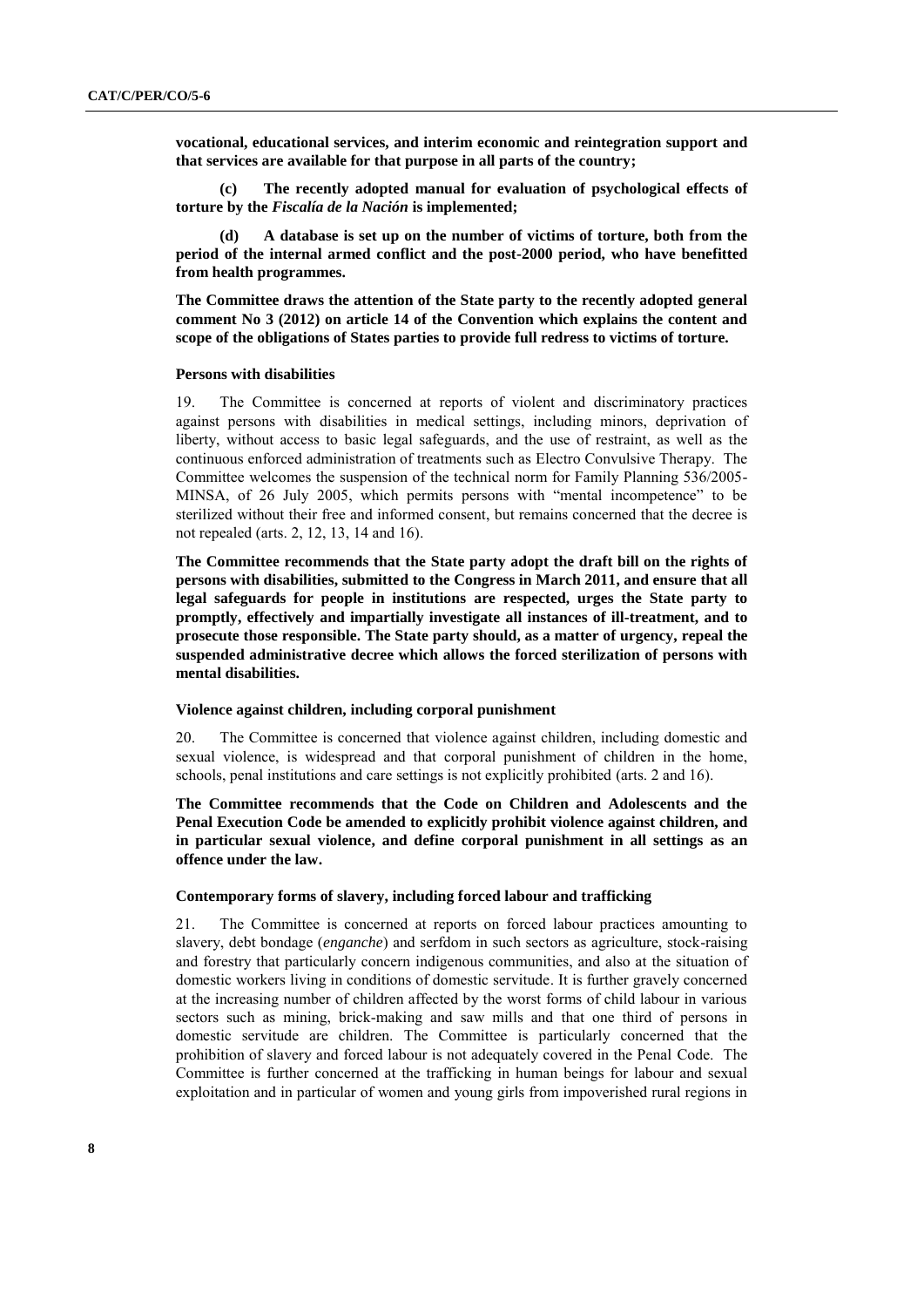**vocational, educational services, and interim economic and reintegration support and that services are available for that purpose in all parts of the country;**

**(c) The recently adopted manual for evaluation of psychological effects of torture by the *Fiscalía de la Nación* is implemented;**

**(d) A database is set up on the number of victims of torture, both from the period of the internal armed conflict and the post-2000 period, who have benefitted from health programmes.**

**The Committee draws the attention of the State party to the recently adopted general comment No 3 (2012) on article 14 of the Convention which explains the content and scope of the obligations of States parties to provide full redress to victims of torture.**

### Persons with disabilities

19. The Committee is concerned at reports of violent and discriminatory practices against persons with disabilities in medical settings, including minors, deprivation of liberty, without access to basic legal safeguards, and the use of restraint, as well as the continuous enforced administration of treatments such as Electro Convulsive Therapy. The Committee welcomes the suspension of the technical norm for Family Planning 536/2005-MINSA, of 26 July 2005, which permits persons with "mental incompetence" to be sterilized without their free and informed consent, but remains concerned that the decree is not repealed (arts. 2, 12, 13, 14 and 16).

**The Committee recommends that the State party adopt the draft bill on the rights of persons with disabilities, submitted to the Congress in March 2011, and ensure that all legal safeguards for people in institutions are respected, urges the State party to promptly, effectively and impartially investigate all instances of ill-treatment, and to prosecute those responsible. The State party should, as a matter of urgency, repeal the suspended administrative decree which allows the forced sterilization of persons with mental disabilities.**

### Violence against children, including corporal punishment

20. The Committee is concerned that violence against children, including domestic and sexual violence, is widespread and that corporal punishment of children in the home, schools, penal institutions and care settings is not explicitly prohibited (arts. 2 and 16).

**The Committee recommends that the Code on Children and Adolescents and the Penal Execution Code be amended to explicitly prohibit violence against children, and in particular sexual violence, and define corporal punishment in all settings as an offence under the law.**

### Contemporary forms of slavery, including forced labour and trafficking

21. The Committee is concerned at reports on forced labour practices amounting to slavery, debt bondage (*enganche*) and serfdom in such sectors as agriculture, stock-raising and forestry that particularly concern indigenous communities, and also at the situation of domestic workers living in conditions of domestic servitude. It is further gravely concerned at the increasing number of children affected by the worst forms of child labour in various sectors such as mining, brick-making and saw mills and that one third of persons in domestic servitude are children. The Committee is particularly concerned that the prohibition of slavery and forced labour is not adequately covered in the Penal Code. The Committee is further concerned at the trafficking in human beings for labour and sexual exploitation and in particular of women and young girls from impoverished rural regions in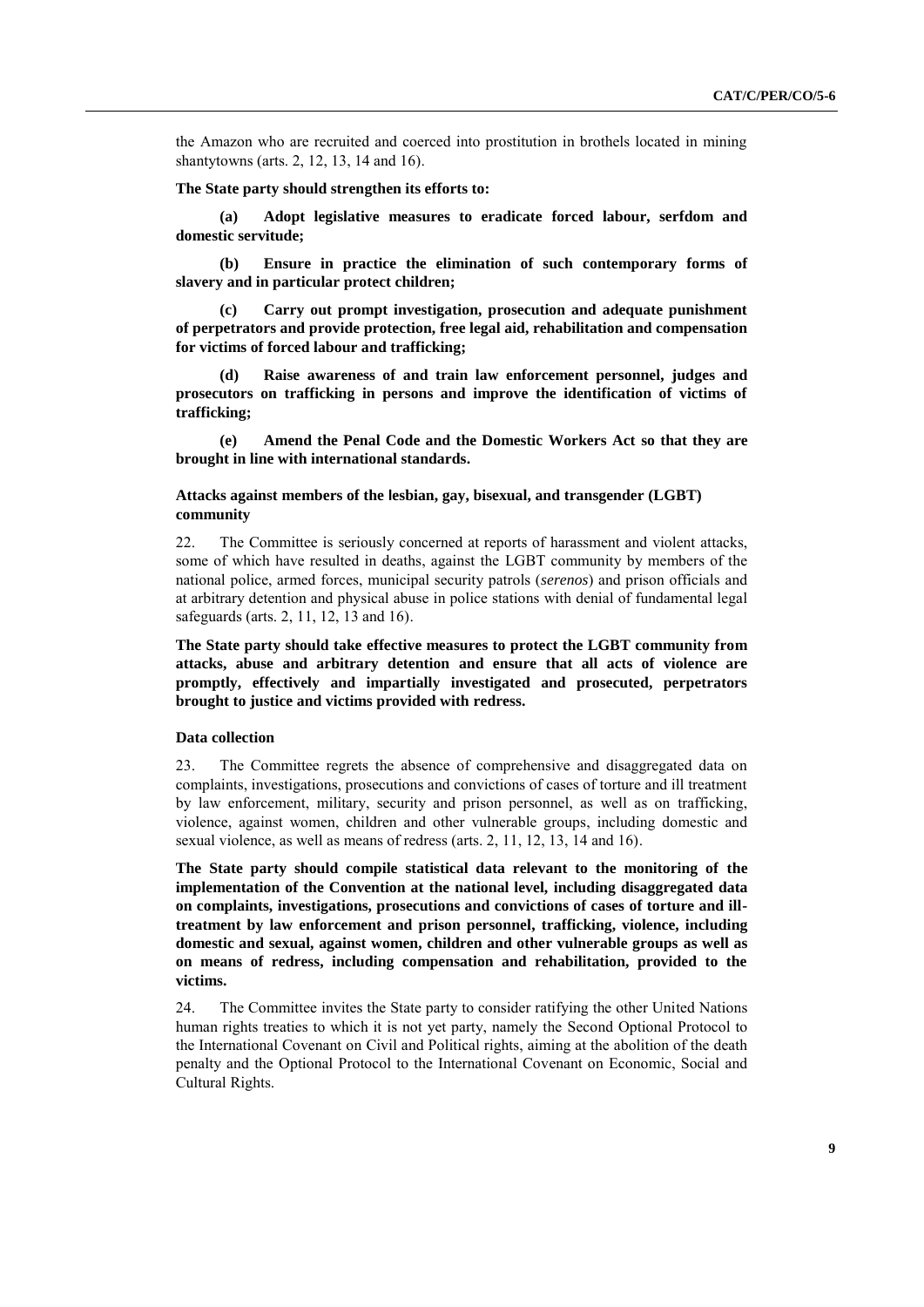the Amazon who are recruited and coerced into prostitution in brothels located in mining shantytowns (arts. 2, 12, 13, 14 and 16).

**The State party should strengthen its efforts to:**

**(a) Adopt legislative measures to eradicate forced labour, serfdom and domestic servitude;**

**(b) Ensure in practice the elimination of such contemporary forms of slavery and in particular protect children;**

**(c) Carry out prompt investigation, prosecution and adequate punishment of perpetrators and provide protection, free legal aid, rehabilitation and compensation for victims of forced labour and trafficking;**

**(d) Raise awareness of and train law enforcement personnel, judges and prosecutors on trafficking in persons and improve the identification of victims of trafficking;**

**(e) Amend the Penal Code and the Domestic Workers Act so that they are brought in line with international standards.**

### Attacks against members of the lesbian, gay, bisexual, and transgender (LGBT) community

22. The Committee is seriously concerned at reports of harassment and violent attacks, some of which have resulted in deaths, against the LGBT community by members of the national police, armed forces, municipal security patrols (*serenos*) and prison officials and at arbitrary detention and physical abuse in police stations with denial of fundamental legal safeguards (arts. 2, 11, 12, 13 and 16).

**The State party should take effective measures to protect the LGBT community from attacks, abuse and arbitrary detention and ensure that all acts of violence are promptly, effectively and impartially investigated and prosecuted, perpetrators brought to justice and victims provided with redress.**

### Data collection

23. The Committee regrets the absence of comprehensive and disaggregated data on complaints, investigations, prosecutions and convictions of cases of torture and ill treatment by law enforcement, military, security and prison personnel, as well as on trafficking, violence, against women, children and other vulnerable groups, including domestic and sexual violence, as well as means of redress (arts. 2, 11, 12, 13, 14 and 16).

**The State party should compile statistical data relevant to the monitoring of the implementation of the Convention at the national level, including disaggregated data on complaints, investigations, prosecutions and convictions of cases of torture and ill-treatment by law enforcement and prison personnel, trafficking, violence, including domestic and sexual, against women, children and other vulnerable groups as well as on means of redress, including compensation and rehabilitation, provided to the victims.**

24. The Committee invites the State party to consider ratifying the other United Nations human rights treaties to which it is not yet party, namely the Second Optional Protocol to the International Covenant on Civil and Political rights, aiming at the abolition of the death penalty and the Optional Protocol to the International Covenant on Economic, Social and Cultural Rights.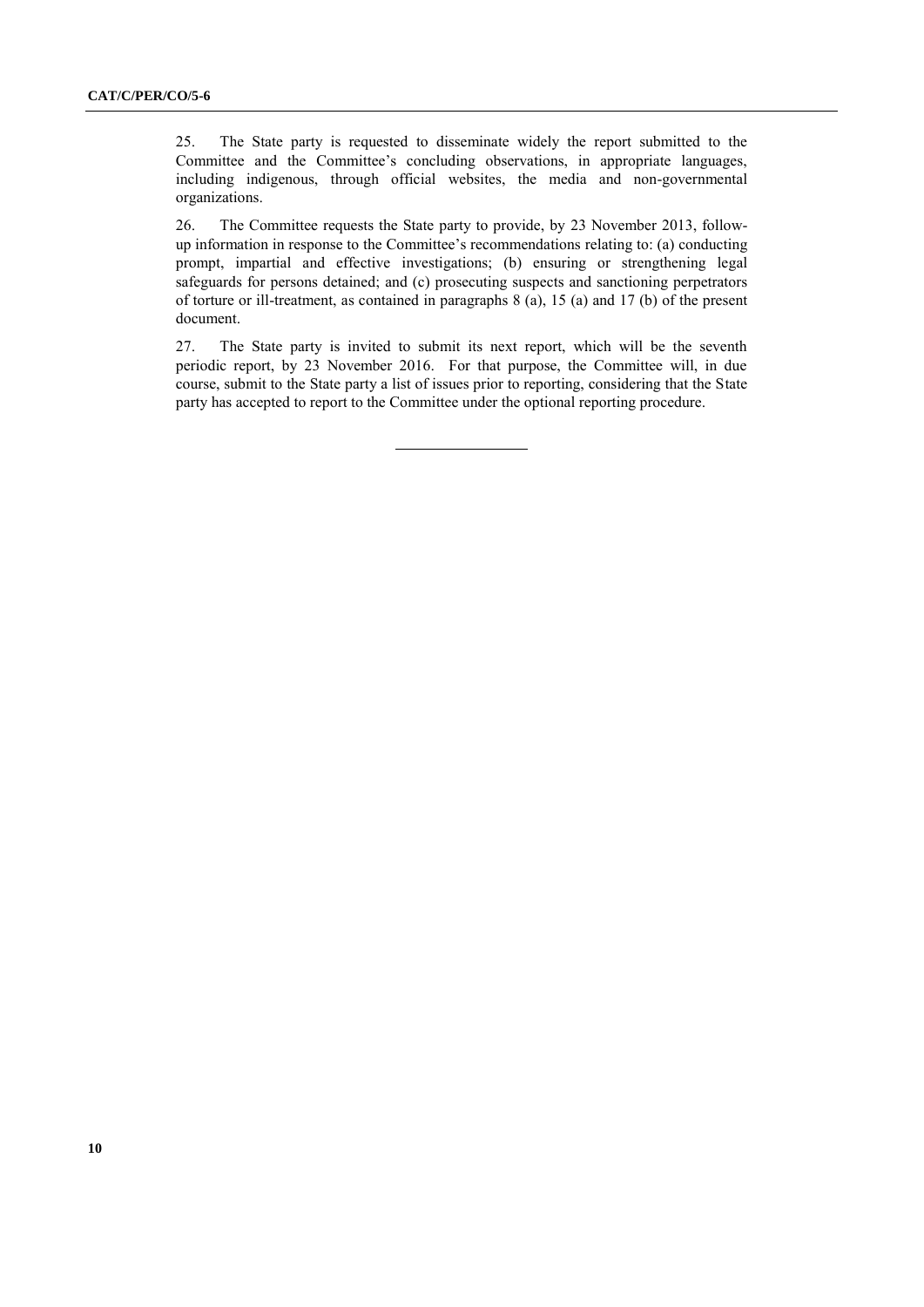25. The State party is requested to disseminate widely the report submitted to the Committee and the Committee's concluding observations, in appropriate languages, including indigenous, through official websites, the media and non-governmental organizations.

26. The Committee requests the State party to provide, by 23 November 2013, follow-up information in response to the Committee's recommendations relating to: (a) conducting prompt, impartial and effective investigations; (b) ensuring or strengthening legal safeguards for persons detained; and (c) prosecuting suspects and sanctioning perpetrators of torture or ill-treatment, as contained in paragraphs 8 (a), 15 (a) and 17 (b) of the present document.

27. The State party is invited to submit its next report, which will be the seventh periodic report, by 23 November 2016. For that purpose, the Committee will, in due course, submit to the State party a list of issues prior to reporting, considering that the State party has accepted to report to the Committee under the optional reporting procedure.